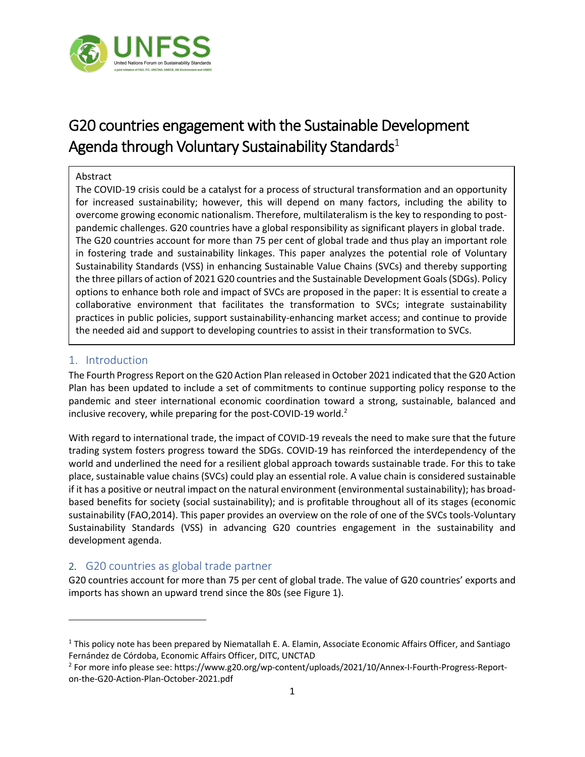# G20 countries engagement with the Sustainable Development Agenda through Voluntary Sustainability Standards[1]

**Abstract**

The COVID-19 crisis could be a catalyst for a process of structural transformation and an opportunity for increased sustainability; however, this will depend on many factors, including the ability to overcome growing economic nationalism. Therefore, multilateralism is the key to responding to post-pandemic challenges. G20 countries have a global responsibility as significant players in global trade. The G20 countries account for more than 75 per cent of global trade and thus play an important role in fostering trade and sustainability linkages. This paper analyzes the potential role of Voluntary Sustainability Standards (VSS) in enhancing Sustainable Value Chains (SVCs) and thereby supporting the three pillars of action of 2021 G20 countries and the Sustainable Development Goals (SDGs). Policy options to enhance both role and impact of SVCs are proposed in the paper: It is essential to create a collaborative environment that facilitates the transformation to SVCs; integrate sustainability practices in public policies, support sustainability-enhancing market access; and continue to provide the needed aid and support to developing countries to assist in their transformation to SVCs.

## 1. Introduction

The Fourth Progress Report on the G20 Action Plan released in October 2021 indicated that the G20 Action Plan has been updated to include a set of commitments to continue supporting policy response to the pandemic and steer international economic coordination toward a strong, sustainable, balanced and inclusive recovery, while preparing for the post-COVID-19 world.[2]

With regard to international trade, the impact of COVID-19 reveals the need to make sure that the future trading system fosters progress toward the SDGs. COVID-19 has reinforced the interdependency of the world and underlined the need for a resilient global approach towards sustainable trade. For this to take place, sustainable value chains (SVCs) could play an essential role. A value chain is considered sustainable if it has a positive or neutral impact on the natural environment (environmental sustainability); has broad-based benefits for society (social sustainability); and is profitable throughout all of its stages (economic sustainability (FAO,2014). This paper provides an overview on the role of one of the SVCs tools-Voluntary Sustainability Standards (VSS) in advancing G20 countries engagement in the sustainability and development agenda.

## 2. G20 countries as global trade partner

G20 countries account for more than 75 per cent of global trade. The value of G20 countries' exports and imports has shown an upward trend since the 80s (see Figure 1).

---

[1] This policy note has been prepared by Niematallah E. A. Elamin, Associate Economic Affairs Officer, and Santiago Fernández de Córdoba, Economic Affairs Officer, DITC, UNCTAD

[2] For more info please see: https://www.g20.org/wp-content/uploads/2021/10/Annex-I-Fourth-Progress-Report-on-the-G20-Action-Plan-October-2021.pdf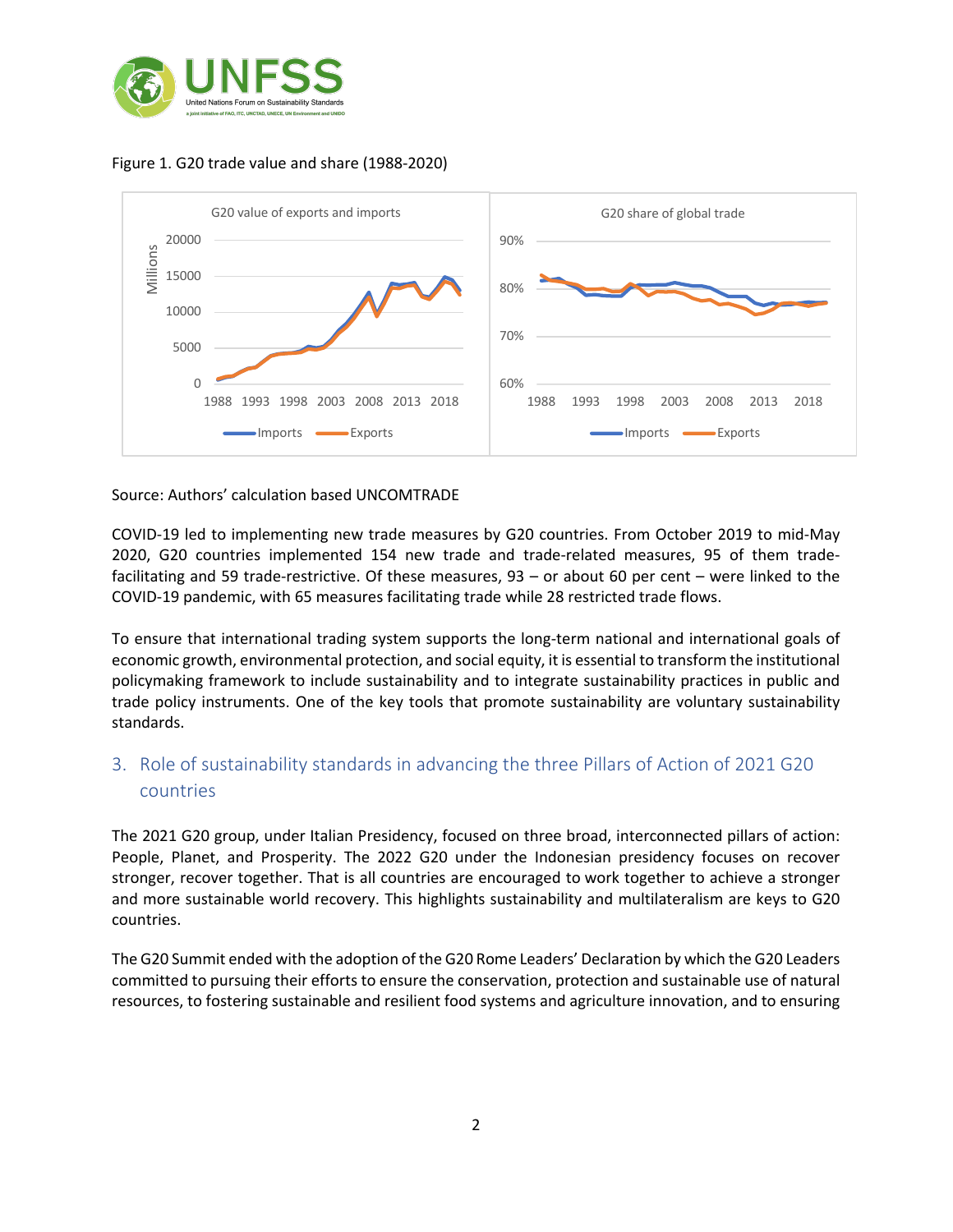Figure 1. G20 trade value and share (1988-2020)

Source: Authors' calculation based UNCOMTRADE

COVID-19 led to implementing new trade measures by G20 countries. From October 2019 to mid-May 2020, G20 countries implemented 154 new trade and trade-related measures, 95 of them trade-facilitating and 59 trade-restrictive. Of these measures, 93 – or about 60 per cent – were linked to the COVID-19 pandemic, with 65 measures facilitating trade while 28 restricted trade flows.

To ensure that international trading system supports the long-term national and international goals of economic growth, environmental protection, and social equity, it is essential to transform the institutional policymaking framework to include sustainability and to integrate sustainability practices in public and trade policy instruments. One of the key tools that promote sustainability are voluntary sustainability standards.

## 3. Role of sustainability standards in advancing the three Pillars of Action of 2021 G20 countries

The 2021 G20 group, under Italian Presidency, focused on three broad, interconnected pillars of action: People, Planet, and Prosperity. The 2022 G20 under the Indonesian presidency focuses on recover stronger, recover together. That is all countries are encouraged to work together to achieve a stronger and more sustainable world recovery. This highlights sustainability and multilateralism are keys to G20 countries.

The G20 Summit ended with the adoption of the G20 Rome Leaders' Declaration by which the G20 Leaders committed to pursuing their efforts to ensure the conservation, protection and sustainable use of natural resources, to fostering sustainable and resilient food systems and agriculture innovation, and to ensuring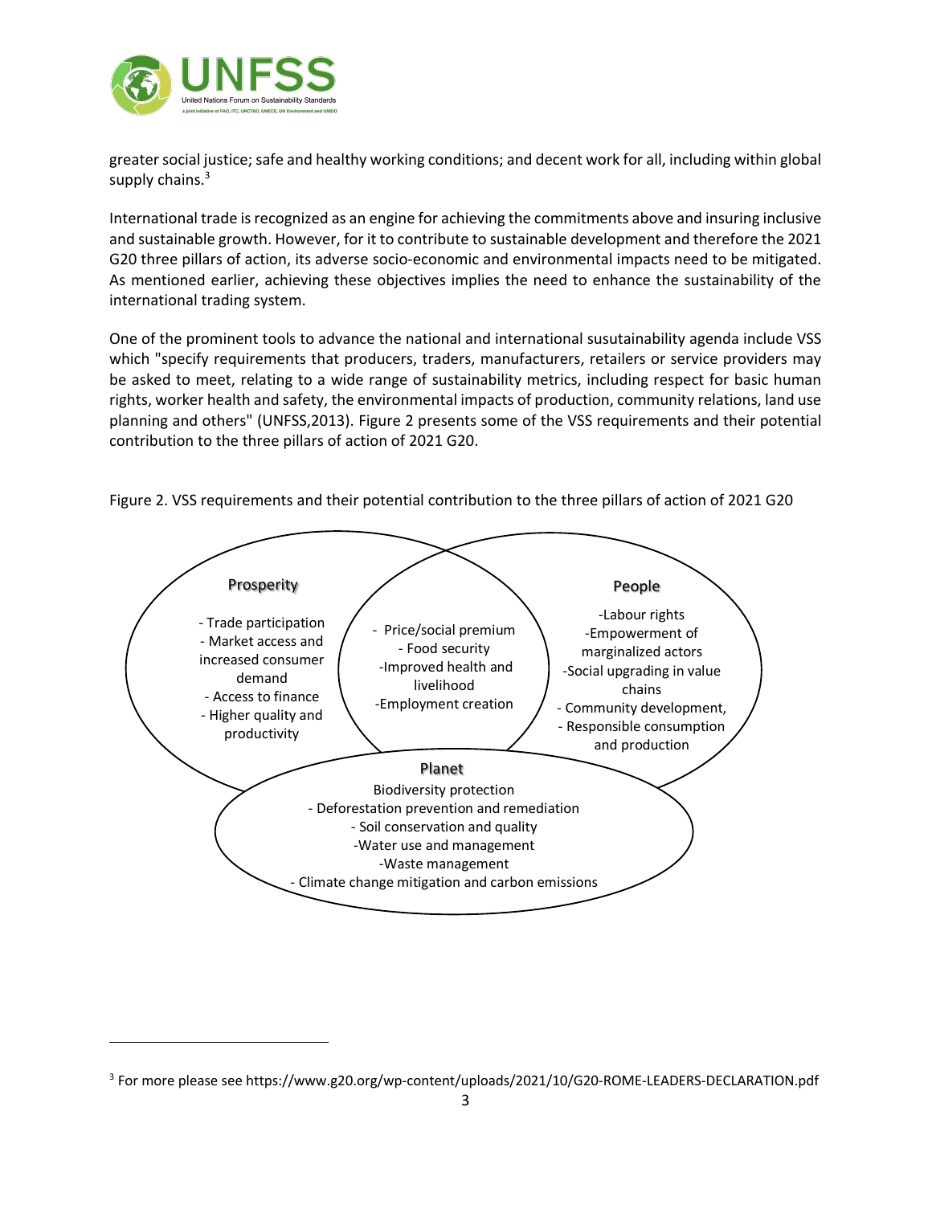greater social justice; safe and healthy working conditions; and decent work for all, including within global supply chains.[3]

International trade is recognized as an engine for achieving the commitments above and insuring inclusive and sustainable growth. However, for it to contribute to sustainable development and therefore the 2021 G20 three pillars of action, its adverse socio-economic and environmental impacts need to be mitigated. As mentioned earlier, achieving these objectives implies the need to enhance the sustainability of the international trading system.

One of the prominent tools to advance the national and international susutainability agenda include VSS which "specify requirements that producers, traders, manufacturers, retailers or service providers may be asked to meet, relating to a wide range of sustainability metrics, including respect for basic human rights, worker health and safety, the environmental impacts of production, community relations, land use planning and others" (UNFSS,2013). Figure 2 presents some of the VSS requirements and their potential contribution to the three pillars of action of 2021 G20.

Figure 2. VSS requirements and their potential contribution to the three pillars of action of 2021 G20

**Prosperity**
- Trade participation
- Market access and increased consumer demand
- Access to finance
- Higher quality and productivity

**Prosperity ∩ People**
- Price/social premium
- Food security
- Improved health and livelihood
- Employment creation

**People**
- Labour rights
- Empowerment of marginalized actors
- Social upgrading in value chains
- Community development,
- Responsible consumption and production

**Planet**
- Biodiversity protection
- Deforestation prevention and remediation
- Soil conservation and quality
- Water use and management
- Waste management
- Climate change mitigation and carbon emissions

---

[3] For more please see https://www.g20.org/wp-content/uploads/2021/10/G20-ROME-LEADERS-DECLARATION.pdf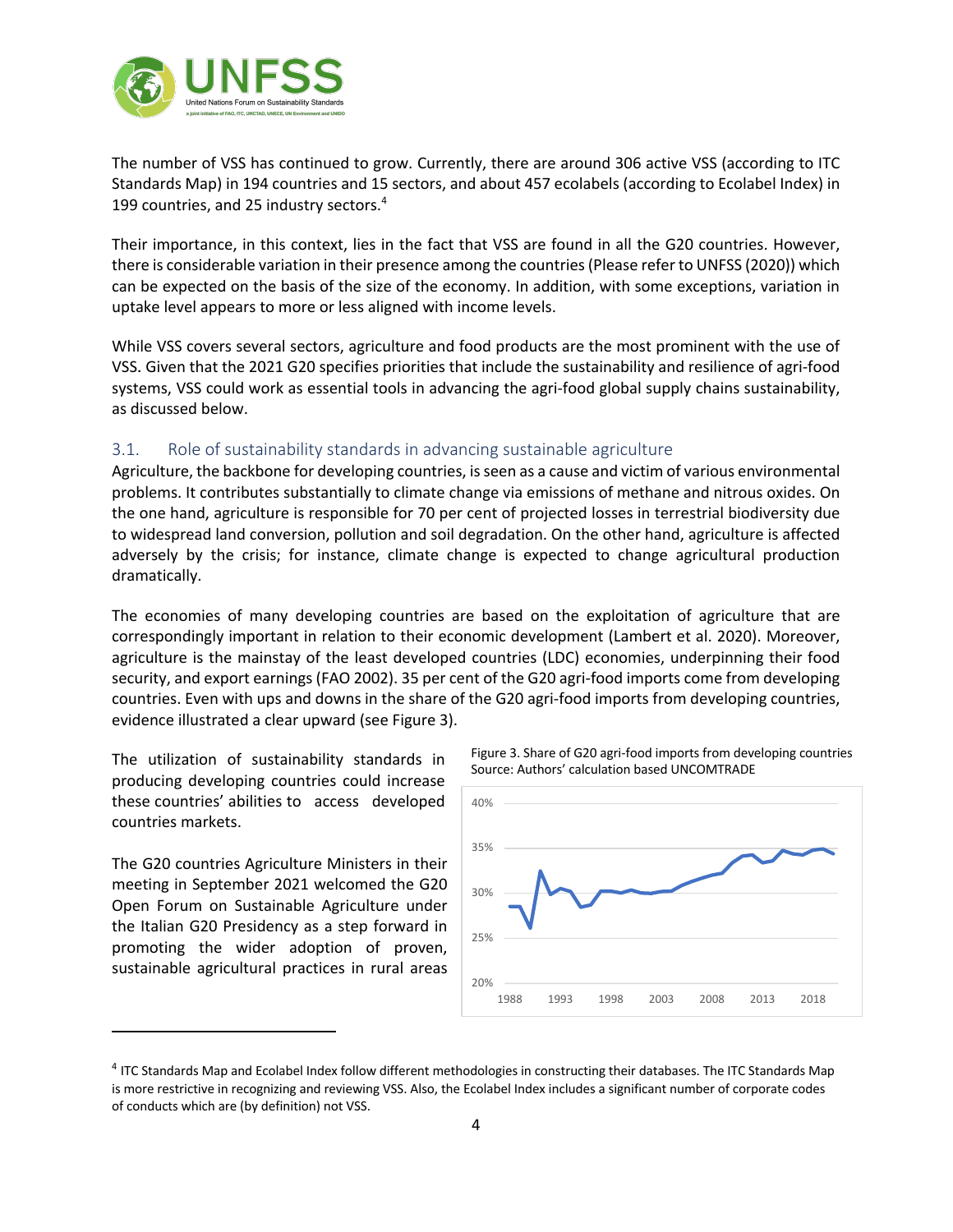The number of VSS has continued to grow. Currently, there are around 306 active VSS (according to ITC Standards Map) in 194 countries and 15 sectors, and about 457 ecolabels (according to Ecolabel Index) in 199 countries, and 25 industry sectors.[4]

Their importance, in this context, lies in the fact that VSS are found in all the G20 countries. However, there is considerable variation in their presence among the countries (Please refer to UNFSS (2020)) which can be expected on the basis of the size of the economy. In addition, with some exceptions, variation in uptake level appears to more or less aligned with income levels.

While VSS covers several sectors, agriculture and food products are the most prominent with the use of VSS. Given that the 2021 G20 specifies priorities that include the sustainability and resilience of agri-food systems, VSS could work as essential tools in advancing the agri-food global supply chains sustainability, as discussed below.

## 3.1. Role of sustainability standards in advancing sustainable agriculture

Agriculture, the backbone for developing countries, is seen as a cause and victim of various environmental problems. It contributes substantially to climate change via emissions of methane and nitrous oxides. On the one hand, agriculture is responsible for 70 per cent of projected losses in terrestrial biodiversity due to widespread land conversion, pollution and soil degradation. On the other hand, agriculture is affected adversely by the crisis; for instance, climate change is expected to change agricultural production dramatically.

The economies of many developing countries are based on the exploitation of agriculture that are correspondingly important in relation to their economic development (Lambert et al. 2020). Moreover, agriculture is the mainstay of the least developed countries (LDC) economies, underpinning their food security, and export earnings (FAO 2002). 35 per cent of the G20 agri-food imports come from developing countries. Even with ups and downs in the share of the G20 agri-food imports from developing countries, evidence illustrated a clear upward (see Figure 3).

Figure 3. Share of G20 agri-food imports from developing countries
Source: Authors' calculation based UNCOMTRADE

The utilization of sustainability standards in producing developing countries could increase these countries' abilities to access developed countries markets.

The G20 countries Agriculture Ministers in their meeting in September 2021 welcomed the G20 Open Forum on Sustainable Agriculture under the Italian G20 Presidency as a step forward in promoting the wider adoption of proven, sustainable agricultural practices in rural areas

---

[4] ITC Standards Map and Ecolabel Index follow different methodologies in constructing their databases. The ITC Standards Map is more restrictive in recognizing and reviewing VSS. Also, the Ecolabel Index includes a significant number of corporate codes of conducts which are (by definition) not VSS.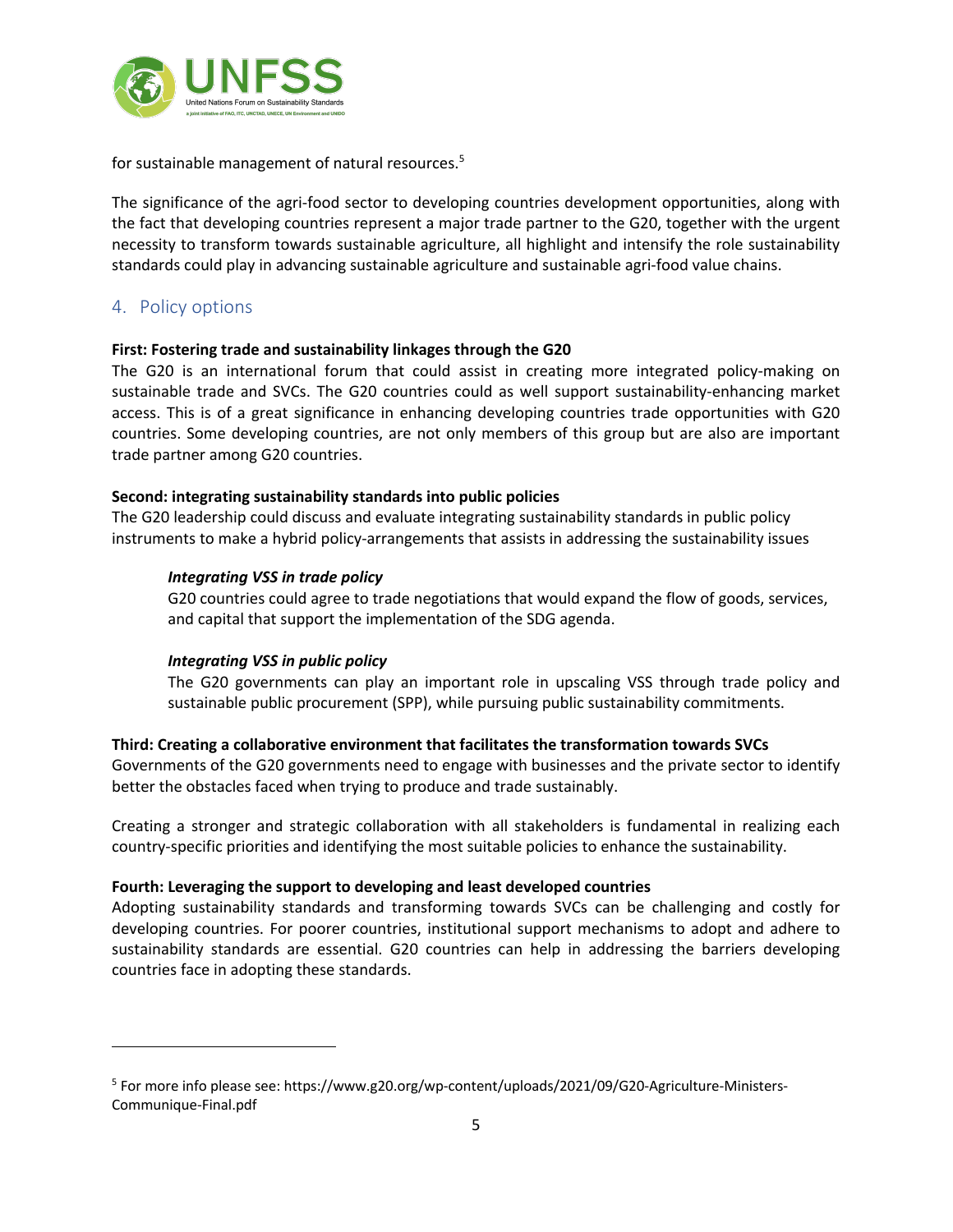for sustainable management of natural resources.[5]

The significance of the agri-food sector to developing countries development opportunities, along with the fact that developing countries represent a major trade partner to the G20, together with the urgent necessity to transform towards sustainable agriculture, all highlight and intensify the role sustainability standards could play in advancing sustainable agriculture and sustainable agri-food value chains.

## 4. Policy options

**First: Fostering trade and sustainability linkages through the G20**
The G20 is an international forum that could assist in creating more integrated policy-making on sustainable trade and SVCs. The G20 countries could as well support sustainability-enhancing market access. This is of a great significance in enhancing developing countries trade opportunities with G20 countries. Some developing countries, are not only members of this group but are also are important trade partner among G20 countries.

**Second: integrating sustainability standards into public policies**
The G20 leadership could discuss and evaluate integrating sustainability standards in public policy instruments to make a hybrid policy-arrangements that assists in addressing the sustainability issues

***Integrating VSS in trade policy***
G20 countries could agree to trade negotiations that would expand the flow of goods, services, and capital that support the implementation of the SDG agenda.

***Integrating VSS in public policy***
The G20 governments can play an important role in upscaling VSS through trade policy and sustainable public procurement (SPP), while pursuing public sustainability commitments.

**Third: Creating a collaborative environment that facilitates the transformation towards SVCs**
Governments of the G20 governments need to engage with businesses and the private sector to identify better the obstacles faced when trying to produce and trade sustainably.

Creating a stronger and strategic collaboration with all stakeholders is fundamental in realizing each country-specific priorities and identifying the most suitable policies to enhance the sustainability.

**Fourth: Leveraging the support to developing and least developed countries**
Adopting sustainability standards and transforming towards SVCs can be challenging and costly for developing countries. For poorer countries, institutional support mechanisms to adopt and adhere to sustainability standards are essential. G20 countries can help in addressing the barriers developing countries face in adopting these standards.

---

[5] For more info please see: https://www.g20.org/wp-content/uploads/2021/09/G20-Agriculture-Ministers-Communique-Final.pdf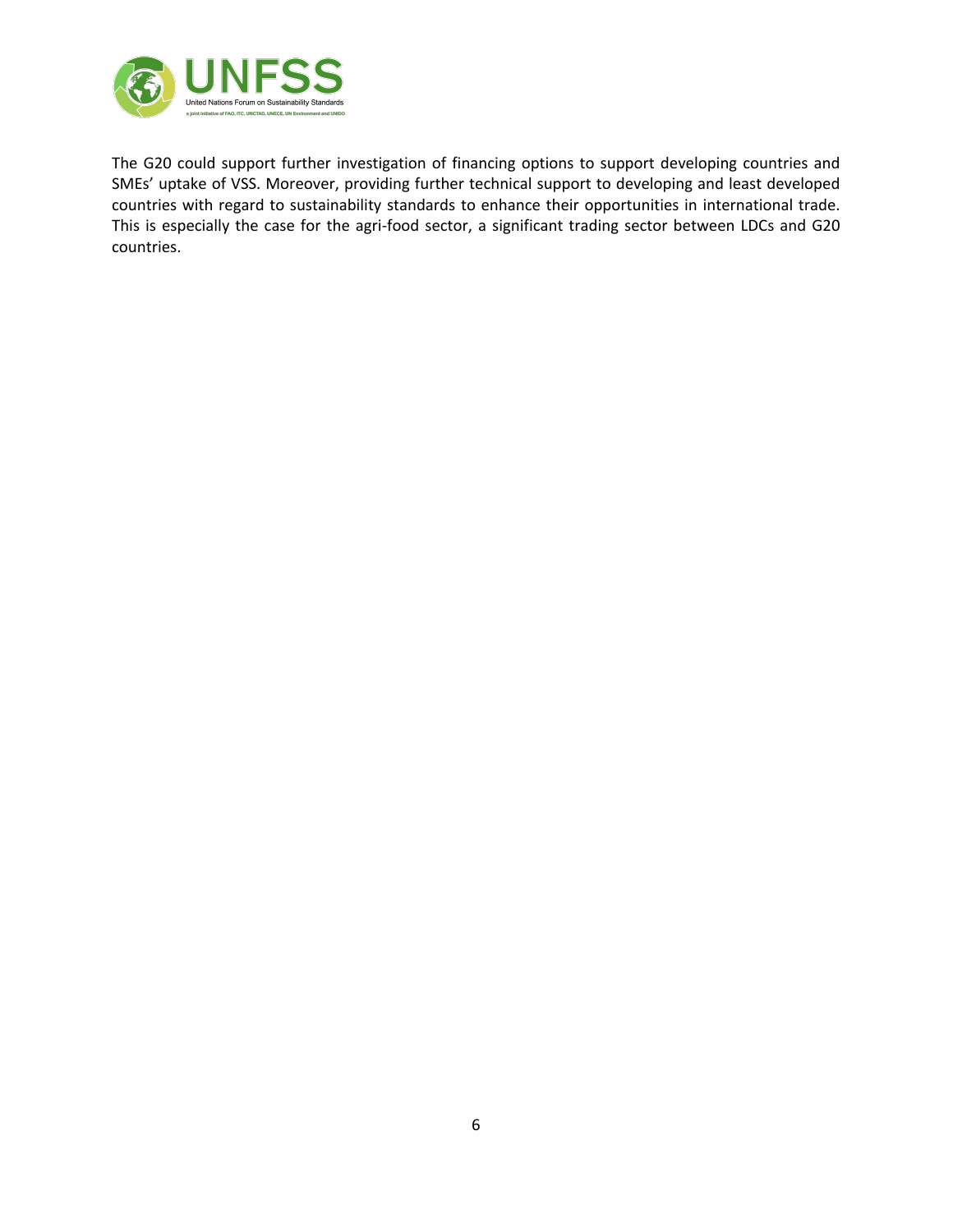The G20 could support further investigation of financing options to support developing countries and SMEs' uptake of VSS. Moreover, providing further technical support to developing and least developed countries with regard to sustainability standards to enhance their opportunities in international trade. This is especially the case for the agri-food sector, a significant trading sector between LDCs and G20 countries.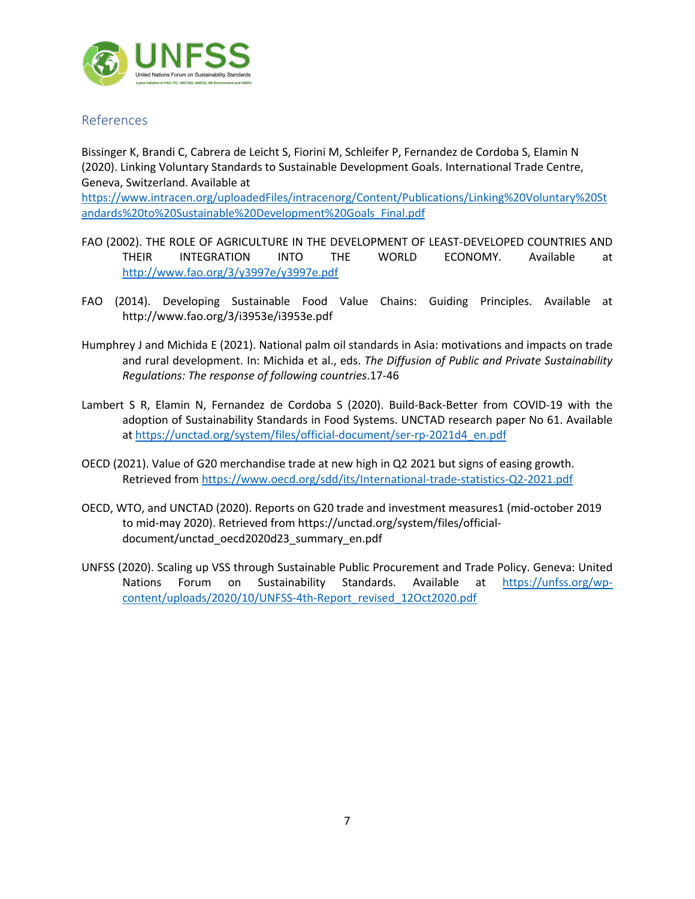## References

Bissinger K, Brandi C, Cabrera de Leicht S, Fiorini M, Schleifer P, Fernandez de Cordoba S, Elamin N (2020). Linking Voluntary Standards to Sustainable Development Goals. International Trade Centre, Geneva, Switzerland. Available at https://www.intracen.org/uploadedFiles/intracenorg/Content/Publications/Linking%20Voluntary%20Standards%20to%20Sustainable%20Development%20Goals_Final.pdf

FAO (2002). THE ROLE OF AGRICULTURE IN THE DEVELOPMENT OF LEAST-DEVELOPED COUNTRIES AND THEIR INTEGRATION INTO THE WORLD ECONOMY. Available at http://www.fao.org/3/y3997e/y3997e.pdf

FAO (2014). Developing Sustainable Food Value Chains: Guiding Principles. Available at http://www.fao.org/3/i3953e/i3953e.pdf

Humphrey J and Michida E (2021). National palm oil standards in Asia: motivations and impacts on trade and rural development. In: Michida et al., eds. *The Diffusion of Public and Private Sustainability Regulations: The response of following countries*.17-46

Lambert S R, Elamin N, Fernandez de Cordoba S (2020). Build-Back-Better from COVID-19 with the adoption of Sustainability Standards in Food Systems. UNCTAD research paper No 61. Available at https://unctad.org/system/files/official-document/ser-rp-2021d4_en.pdf

OECD (2021). Value of G20 merchandise trade at new high in Q2 2021 but signs of easing growth. Retrieved from https://www.oecd.org/sdd/its/International-trade-statistics-Q2-2021.pdf

OECD, WTO, and UNCTAD (2020). Reports on G20 trade and investment measures1 (mid-october 2019 to mid-may 2020). Retrieved from https://unctad.org/system/files/official-document/unctad_oecd2020d23_summary_en.pdf

UNFSS (2020). Scaling up VSS through Sustainable Public Procurement and Trade Policy. Geneva: United Nations Forum on Sustainability Standards. Available at https://unfss.org/wp-content/uploads/2020/10/UNFSS-4th-Report_revised_12Oct2020.pdf